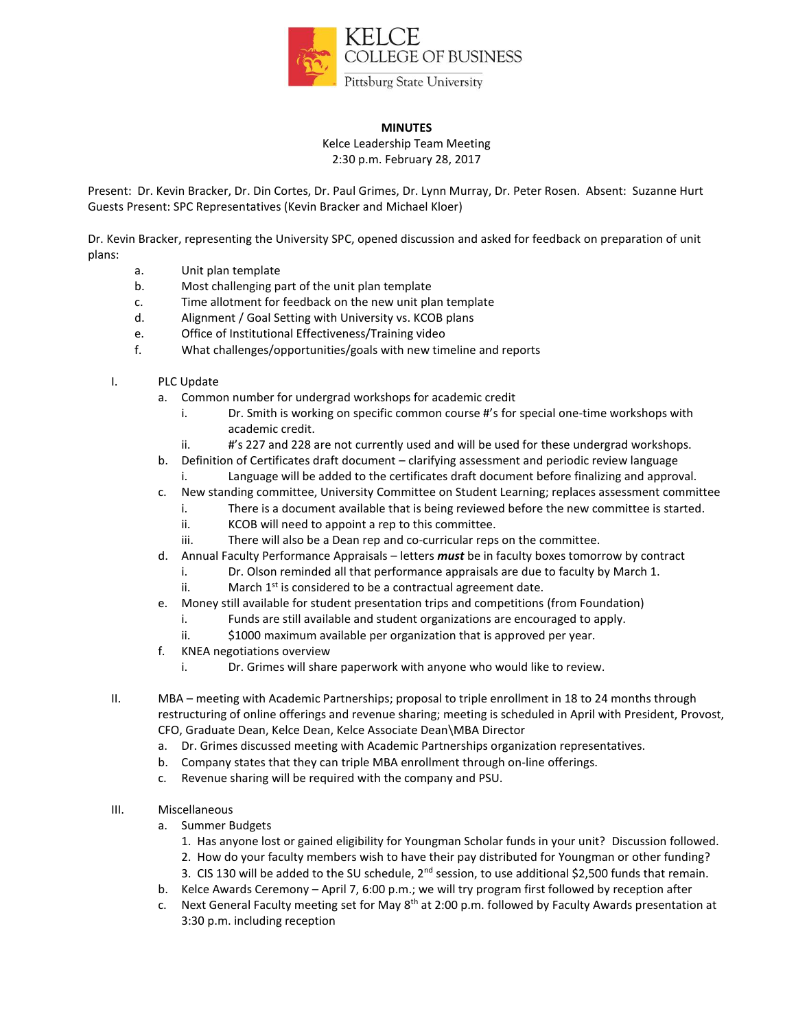KELCE
COLLEGE OF BUSINESS
Pittsburg State University

**MINUTES**

Kelce Leadership Team Meeting
2:30 p.m. February 28, 2017

Present: Dr. Kevin Bracker, Dr. Din Cortes, Dr. Paul Grimes, Dr. Lynn Murray, Dr. Peter Rosen. Absent: Suzanne Hurt
Guests Present: SPC Representatives (Kevin Bracker and Michael Kloer)

Dr. Kevin Bracker, representing the University SPC, opened discussion and asked for feedback on preparation of unit plans:

a. Unit plan template
b. Most challenging part of the unit plan template
c. Time allotment for feedback on the new unit plan template
d. Alignment / Goal Setting with University vs. KCOB plans
e. Office of Institutional Effectiveness/Training video
f. What challenges/opportunities/goals with new timeline and reports

I. PLC Update
   a. Common number for undergrad workshops for academic credit
      i. Dr. Smith is working on specific common course #'s for special one-time workshops with academic credit.
      ii. #'s 227 and 228 are not currently used and will be used for these undergrad workshops.
   b. Definition of Certificates draft document – clarifying assessment and periodic review language
      i. Language will be added to the certificates draft document before finalizing and approval.
   c. New standing committee, University Committee on Student Learning; replaces assessment committee
      i. There is a document available that is being reviewed before the new committee is started.
      ii. KCOB will need to appoint a rep to this committee.
      iii. There will also be a Dean rep and co-curricular reps on the committee.
   d. Annual Faculty Performance Appraisals – letters ***must*** be in faculty boxes tomorrow by contract
      i. Dr. Olson reminded all that performance appraisals are due to faculty by March 1.
      ii. March 1st is considered to be a contractual agreement date.
   e. Money still available for student presentation trips and competitions (from Foundation)
      i. Funds are still available and student organizations are encouraged to apply.
      ii. $1000 maximum available per organization that is approved per year.
   f. KNEA negotiations overview
      i. Dr. Grimes will share paperwork with anyone who would like to review.

II. MBA – meeting with Academic Partnerships; proposal to triple enrollment in 18 to 24 months through restructuring of online offerings and revenue sharing; meeting is scheduled in April with President, Provost, CFO, Graduate Dean, Kelce Dean, Kelce Associate Dean\MBA Director
   a. Dr. Grimes discussed meeting with Academic Partnerships organization representatives.
   b. Company states that they can triple MBA enrollment through on-line offerings.
   c. Revenue sharing will be required with the company and PSU.

III. Miscellaneous
   a. Summer Budgets
      1. Has anyone lost or gained eligibility for Youngman Scholar funds in your unit? Discussion followed.
      2. How do your faculty members wish to have their pay distributed for Youngman or other funding?
      3. CIS 130 will be added to the SU schedule, 2nd session, to use additional $2,500 funds that remain.
   b. Kelce Awards Ceremony – April 7, 6:00 p.m.; we will try program first followed by reception after
   c. Next General Faculty meeting set for May 8th at 2:00 p.m. followed by Faculty Awards presentation at 3:30 p.m. including reception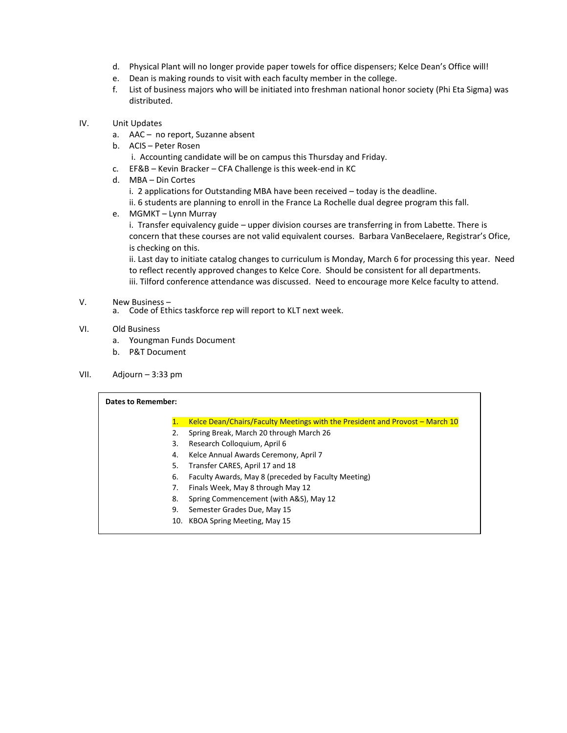d. Physical Plant will no longer provide paper towels for office dispensers; Kelce Dean's Office will!
e. Dean is making rounds to visit with each faculty member in the college.
f. List of business majors who will be initiated into freshman national honor society (Phi Eta Sigma) was distributed.

IV. Unit Updates

a. AAC – no report, Suzanne absent
b. ACIS – Peter Rosen
   i. Accounting candidate will be on campus this Thursday and Friday.
c. EF&B – Kevin Bracker – CFA Challenge is this week-end in KC
d. MBA – Din Cortes
   i. 2 applications for Outstanding MBA have been received – today is the deadline.
   ii. 6 students are planning to enroll in the France La Rochelle dual degree program this fall.
e. MGMKT – Lynn Murray
   i. Transfer equivalency guide – upper division courses are transferring in from Labette. There is concern that these courses are not valid equivalent courses. Barbara VanBecelaere, Registrar's Ofice, is checking on this.
   ii. Last day to initiate catalog changes to curriculum is Monday, March 6 for processing this year. Need to reflect recently approved changes to Kelce Core. Should be consistent for all departments.
   iii. Tilford conference attendance was discussed. Need to encourage more Kelce faculty to attend.

V. New Business –

a. Code of Ethics taskforce rep will report to KLT next week.

VI. Old Business

a. Youngman Funds Document
b. P&T Document

VII. Adjourn – 3:33 pm

**Dates to Remember:**

1. Kelce Dean/Chairs/Faculty Meetings with the President and Provost – March 10
2. Spring Break, March 20 through March 26
3. Research Colloquium, April 6
4. Kelce Annual Awards Ceremony, April 7
5. Transfer CARES, April 17 and 18
6. Faculty Awards, May 8 (preceded by Faculty Meeting)
7. Finals Week, May 8 through May 12
8. Spring Commencement (with A&S), May 12
9. Semester Grades Due, May 15
10. KBOA Spring Meeting, May 15